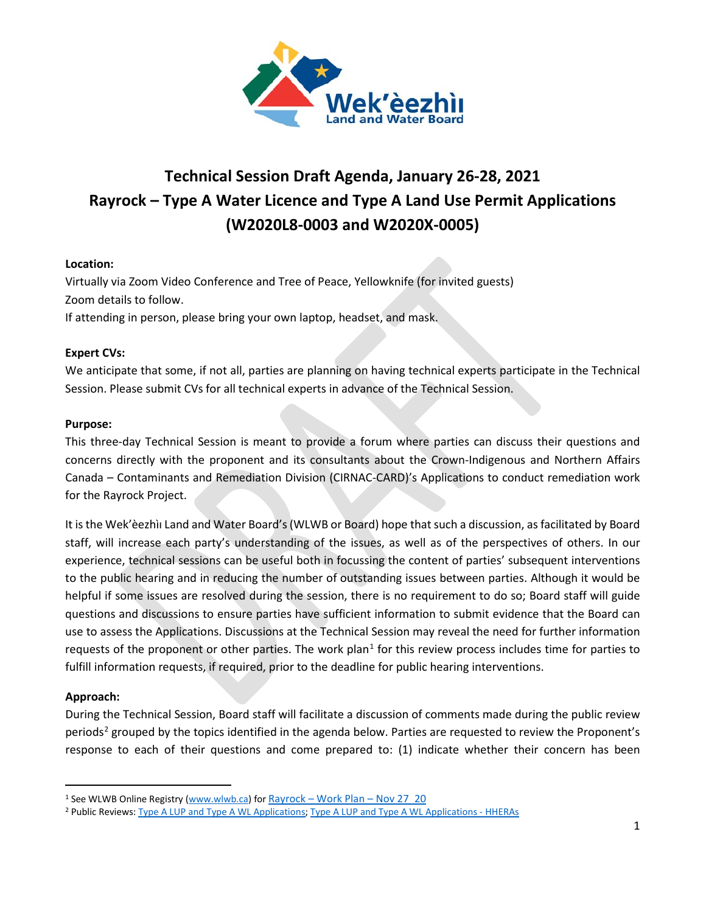# Technical Session Draft Agenda, January 26-28, 2021
# Rayrock – Type A Water Licence and Type A Land Use Permit Applications (W2020L8-0003 and W2020X-0005)

**Location:**
Virtually via Zoom Video Conference and Tree of Peace, Yellowknife (for invited guests)
Zoom details to follow.
If attending in person, please bring your own laptop, headset, and mask.

**Expert CVs:**
We anticipate that some, if not all, parties are planning on having technical experts participate in the Technical Session. Please submit CVs for all technical experts in advance of the Technical Session.

**Purpose:**
This three-day Technical Session is meant to provide a forum where parties can discuss their questions and concerns directly with the proponent and its consultants about the Crown-Indigenous and Northern Affairs Canada – Contaminants and Remediation Division (CIRNAC-CARD)'s Applications to conduct remediation work for the Rayrock Project.

It is the Wek'èezhìı Land and Water Board's (WLWB or Board) hope that such a discussion, as facilitated by Board staff, will increase each party's understanding of the issues, as well as of the perspectives of others. In our experience, technical sessions can be useful both in focussing the content of parties' subsequent interventions to the public hearing and in reducing the number of outstanding issues between parties. Although it would be helpful if some issues are resolved during the session, there is no requirement to do so; Board staff will guide questions and discussions to ensure parties have sufficient information to submit evidence that the Board can use to assess the Applications. Discussions at the Technical Session may reveal the need for further information requests of the proponent or other parties. The work plan[1] for this review process includes time for parties to fulfill information requests, if required, prior to the deadline for public hearing interventions.

**Approach:**
During the Technical Session, Board staff will facilitate a discussion of comments made during the public review periods[2] grouped by the topics identified in the agenda below. Parties are requested to review the Proponent's response to each of their questions and come prepared to: (1) indicate whether their concern has been

---

[1] See WLWB Online Registry (www.wlwb.ca) for Rayrock – Work Plan – Nov 27_20

[2] Public Reviews: Type A LUP and Type A WL Applications; Type A LUP and Type A WL Applications - HHERAs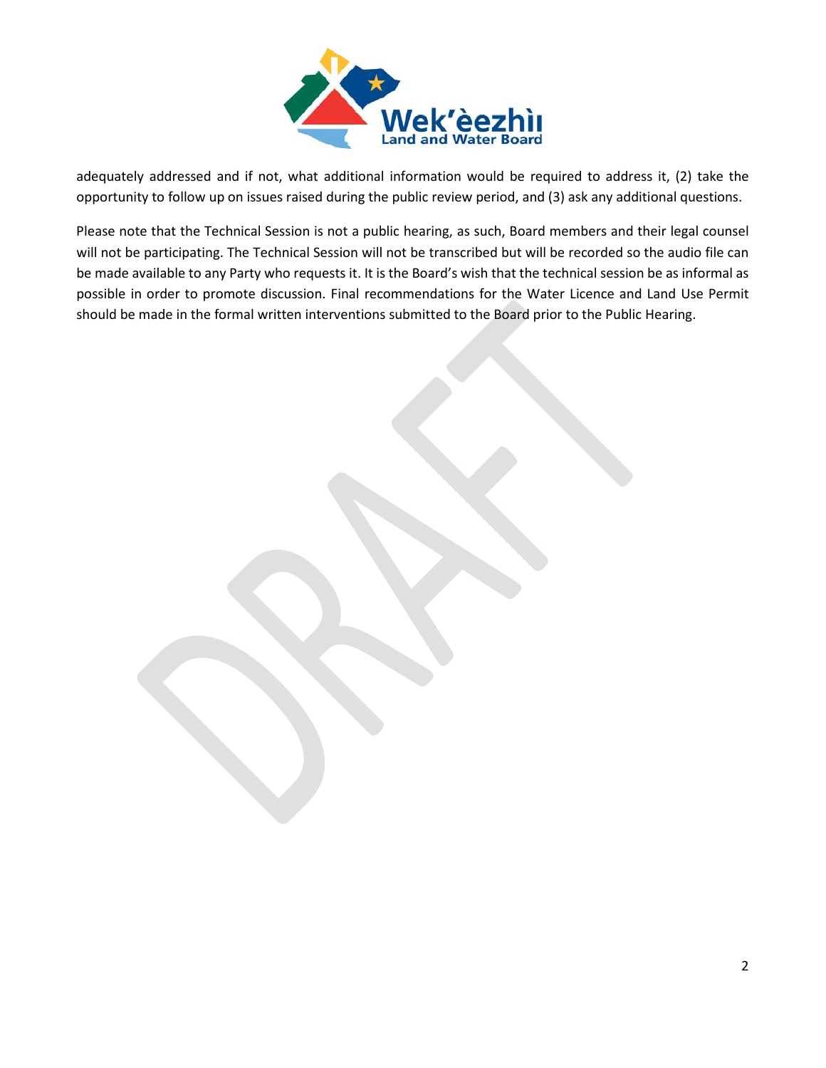adequately addressed and if not, what additional information would be required to address it, (2) take the opportunity to follow up on issues raised during the public review period, and (3) ask any additional questions.

Please note that the Technical Session is not a public hearing, as such, Board members and their legal counsel will not be participating. The Technical Session will not be transcribed but will be recorded so the audio file can be made available to any Party who requests it. It is the Board's wish that the technical session be as informal as possible in order to promote discussion. Final recommendations for the Water Licence and Land Use Permit should be made in the formal written interventions submitted to the Board prior to the Public Hearing.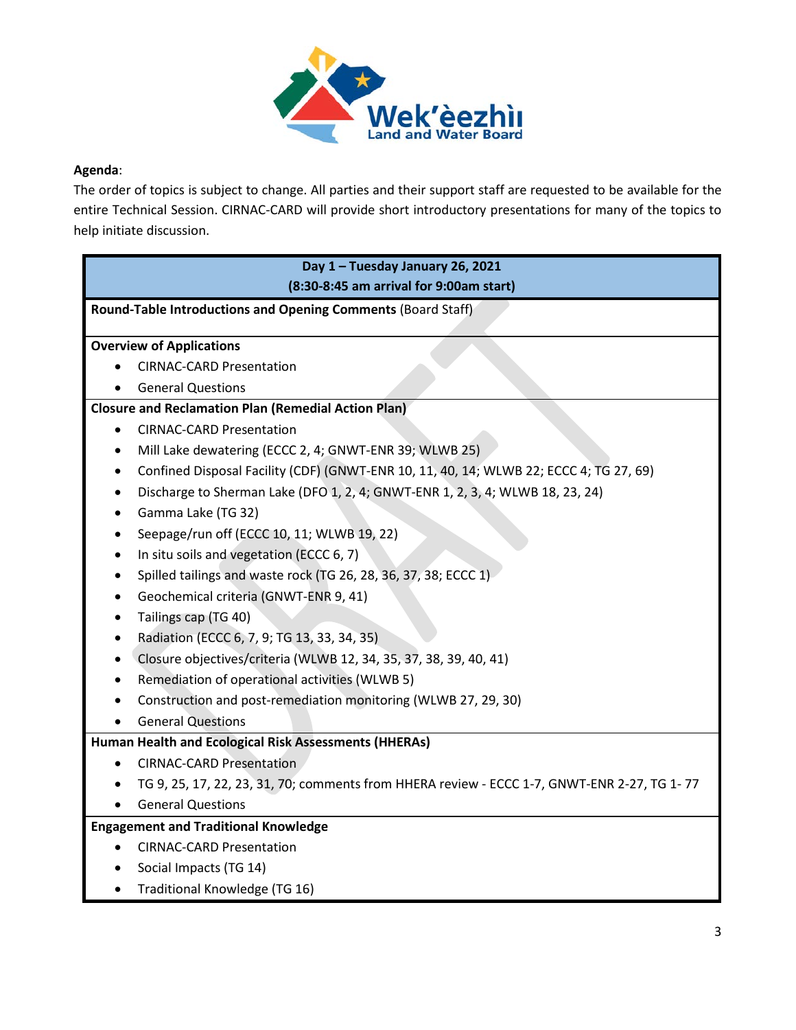**Agenda**:
The order of topics is subject to change. All parties and their support staff are requested to be available for the entire Technical Session. CIRNAC-CARD will provide short introductory presentations for many of the topics to help initiate discussion.

| **Day 1 – Tuesday January 26, 2021**<br>**(8:30-8:45 am arrival for 9:00am start)** |
|---|
| **Round-Table Introductions and Opening Comments** (Board Staff) |
| **Overview of Applications**<br>• CIRNAC-CARD Presentation<br>• General Questions |
| **Closure and Reclamation Plan (Remedial Action Plan)**<br>• CIRNAC-CARD Presentation<br>• Mill Lake dewatering (ECCC 2, 4; GNWT-ENR 39; WLWB 25)<br>• Confined Disposal Facility (CDF) (GNWT-ENR 10, 11, 40, 14; WLWB 22; ECCC 4; TG 27, 69)<br>• Discharge to Sherman Lake (DFO 1, 2, 4; GNWT-ENR 1, 2, 3, 4; WLWB 18, 23, 24)<br>• Gamma Lake (TG 32)<br>• Seepage/run off (ECCC 10, 11; WLWB 19, 22)<br>• In situ soils and vegetation (ECCC 6, 7)<br>• Spilled tailings and waste rock (TG 26, 28, 36, 37, 38; ECCC 1)<br>• Geochemical criteria (GNWT-ENR 9, 41)<br>• Tailings cap (TG 40)<br>• Radiation (ECCC 6, 7, 9; TG 13, 33, 34, 35)<br>• Closure objectives/criteria (WLWB 12, 34, 35, 37, 38, 39, 40, 41)<br>• Remediation of operational activities (WLWB 5)<br>• Construction and post-remediation monitoring (WLWB 27, 29, 30)<br>• General Questions |
| **Human Health and Ecological Risk Assessments (HHERAs)**<br>• CIRNAC-CARD Presentation<br>• TG 9, 25, 17, 22, 23, 31, 70; comments from HHERA review - ECCC 1-7, GNWT-ENR 2-27, TG 1- 77<br>• General Questions |
| **Engagement and Traditional Knowledge**<br>• CIRNAC-CARD Presentation<br>• Social Impacts (TG 14)<br>• Traditional Knowledge (TG 16) |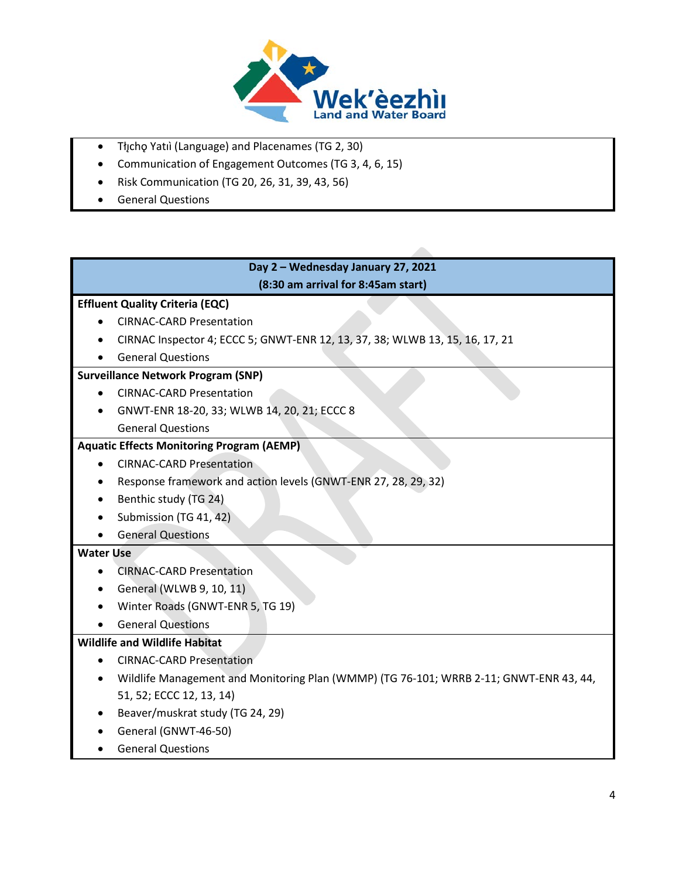- Tłı̨chǫ Yatıì (Language) and Placenames (TG 2, 30)
- Communication of Engagement Outcomes (TG 3, 4, 6, 15)
- Risk Communication (TG 20, 26, 31, 39, 43, 56)
- General Questions

**Day 2 – Wednesday January 27, 2021**
**(8:30 am arrival for 8:45am start)**

**Effluent Quality Criteria (EQC)**

- CIRNAC-CARD Presentation
- CIRNAC Inspector 4; ECCC 5; GNWT-ENR 12, 13, 37, 38; WLWB 13, 15, 16, 17, 21
- General Questions

**Surveillance Network Program (SNP)**

- CIRNAC-CARD Presentation
- GNWT-ENR 18-20, 33; WLWB 14, 20, 21; ECCC 8

  General Questions

**Aquatic Effects Monitoring Program (AEMP)**

- CIRNAC-CARD Presentation
- Response framework and action levels (GNWT-ENR 27, 28, 29, 32)
- Benthic study (TG 24)
- Submission (TG 41, 42)
- General Questions

**Water Use**

- CIRNAC-CARD Presentation
- General (WLWB 9, 10, 11)
- Winter Roads (GNWT-ENR 5, TG 19)
- General Questions

**Wildlife and Wildlife Habitat**

- CIRNAC-CARD Presentation
- Wildlife Management and Monitoring Plan (WMMP) (TG 76-101; WRRB 2-11; GNWT-ENR 43, 44, 51, 52; ECCC 12, 13, 14)
- Beaver/muskrat study (TG 24, 29)
- General (GNWT-46-50)
- General Questions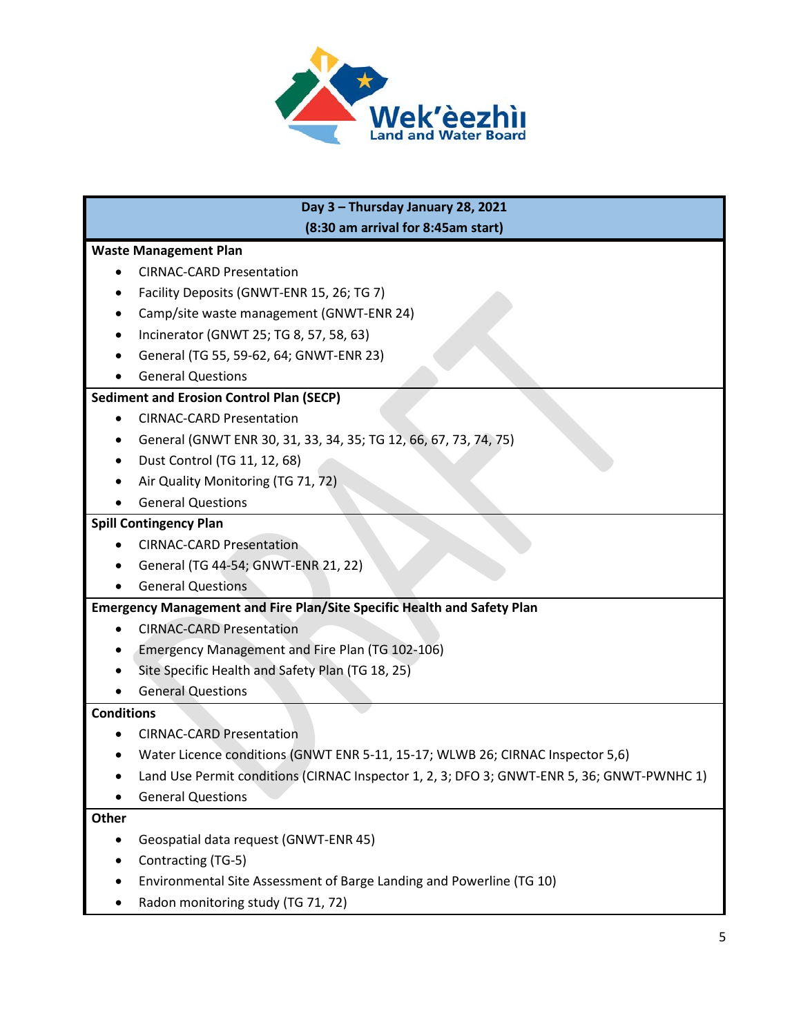**Wek'èezhìı Land and Water Board**

| Day 3 – Thursday January 28, 2021 (8:30 am arrival for 8:45am start) |
|---|
| **Waste Management Plan**<br>• CIRNAC-CARD Presentation<br>• Facility Deposits (GNWT-ENR 15, 26; TG 7)<br>• Camp/site waste management (GNWT-ENR 24)<br>• Incinerator (GNWT 25; TG 8, 57, 58, 63)<br>• General (TG 55, 59-62, 64; GNWT-ENR 23)<br>• General Questions |
| **Sediment and Erosion Control Plan (SECP)**<br>• CIRNAC-CARD Presentation<br>• General (GNWT ENR 30, 31, 33, 34, 35; TG 12, 66, 67, 73, 74, 75)<br>• Dust Control (TG 11, 12, 68)<br>• Air Quality Monitoring (TG 71, 72)<br>• General Questions |
| **Spill Contingency Plan**<br>• CIRNAC-CARD Presentation<br>• General (TG 44-54; GNWT-ENR 21, 22)<br>• General Questions |
| **Emergency Management and Fire Plan/Site Specific Health and Safety Plan**<br>• CIRNAC-CARD Presentation<br>• Emergency Management and Fire Plan (TG 102-106)<br>• Site Specific Health and Safety Plan (TG 18, 25)<br>• General Questions |
| **Conditions**<br>• CIRNAC-CARD Presentation<br>• Water Licence conditions (GNWT ENR 5-11, 15-17; WLWB 26; CIRNAC Inspector 5,6)<br>• Land Use Permit conditions (CIRNAC Inspector 1, 2, 3; DFO 3; GNWT-ENR 5, 36; GNWT-PWNHC 1)<br>• General Questions |
| **Other**<br>• Geospatial data request (GNWT-ENR 45)<br>• Contracting (TG-5)<br>• Environmental Site Assessment of Barge Landing and Powerline (TG 10)<br>• Radon monitoring study (TG 71, 72) |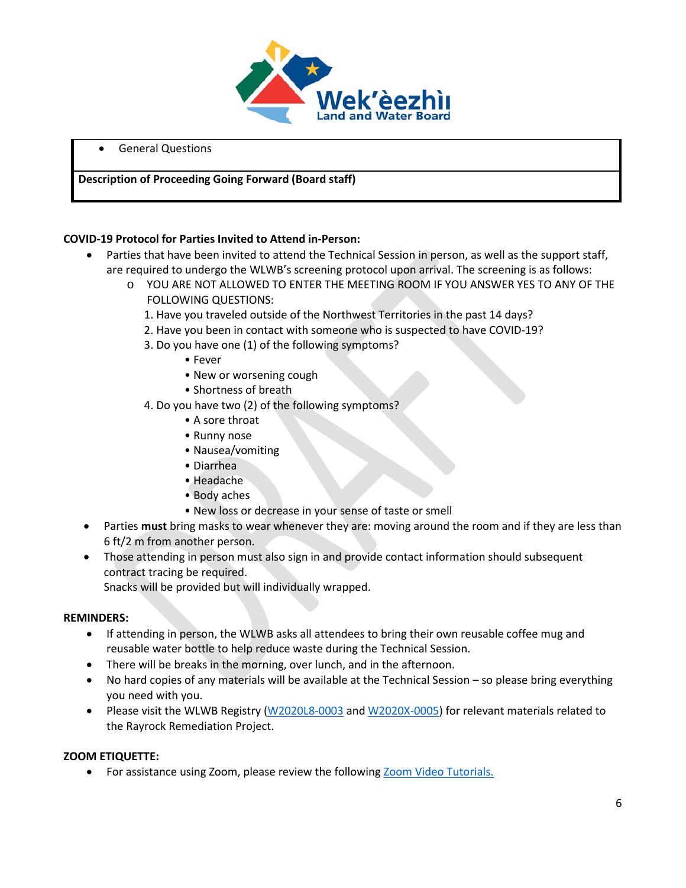| |
|---|
| • General Questions |
| **Description of Proceeding Going Forward (Board staff)** |

**COVID-19 Protocol for Parties Invited to Attend in-Person:**

- Parties that have been invited to attend the Technical Session in person, as well as the support staff, are required to undergo the WLWB's screening protocol upon arrival. The screening is as follows:
  - YOU ARE NOT ALLOWED TO ENTER THE MEETING ROOM IF YOU ANSWER YES TO ANY OF THE FOLLOWING QUESTIONS:

    1. Have you traveled outside of the Northwest Territories in the past 14 days?
    2. Have you been in contact with someone who is suspected to have COVID-19?
    3. Do you have one (1) of the following symptoms?
       - Fever
       - New or worsening cough
       - Shortness of breath
    4. Do you have two (2) of the following symptoms?
       - A sore throat
       - Runny nose
       - Nausea/vomiting
       - Diarrhea
       - Headache
       - Body aches
       - New loss or decrease in your sense of taste or smell
- Parties **must** bring masks to wear whenever they are: moving around the room and if they are less than 6 ft/2 m from another person.
- Those attending in person must also sign in and provide contact information should subsequent contract tracing be required.
  Snacks will be provided but will individually wrapped.

**REMINDERS:**

- If attending in person, the WLWB asks all attendees to bring their own reusable coffee mug and reusable water bottle to help reduce waste during the Technical Session.
- There will be breaks in the morning, over lunch, and in the afternoon.
- No hard copies of any materials will be available at the Technical Session – so please bring everything you need with you.
- Please visit the WLWB Registry (W2020L8-0003 and W2020X-0005) for relevant materials related to the Rayrock Remediation Project.

**ZOOM ETIQUETTE:**

- For assistance using Zoom, please review the following Zoom Video Tutorials.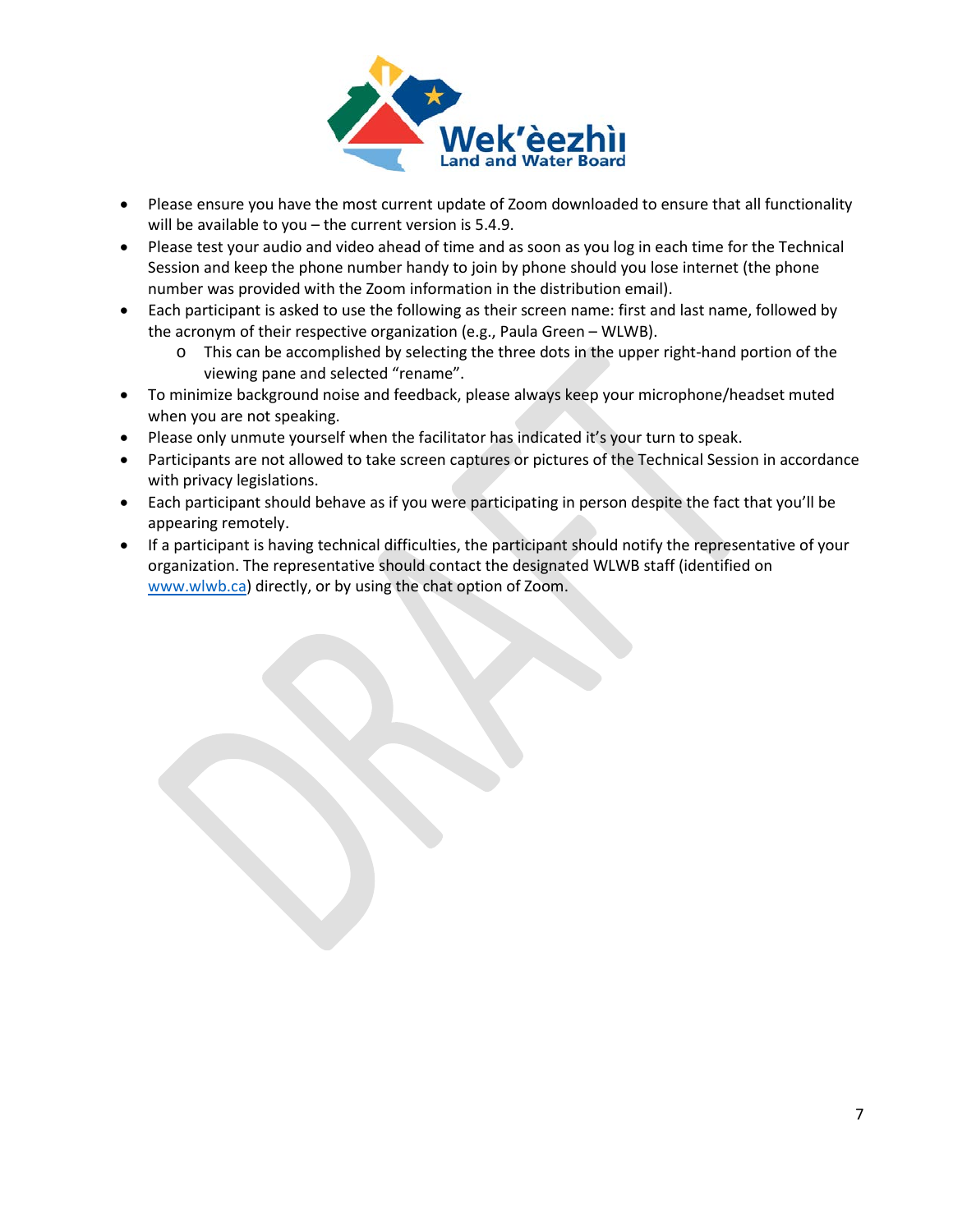- Please ensure you have the most current update of Zoom downloaded to ensure that all functionality will be available to you – the current version is 5.4.9.
- Please test your audio and video ahead of time and as soon as you log in each time for the Technical Session and keep the phone number handy to join by phone should you lose internet (the phone number was provided with the Zoom information in the distribution email).
- Each participant is asked to use the following as their screen name: first and last name, followed by the acronym of their respective organization (e.g., Paula Green – WLWB).
    - This can be accomplished by selecting the three dots in the upper right-hand portion of the viewing pane and selected "rename".
- To minimize background noise and feedback, please always keep your microphone/headset muted when you are not speaking.
- Please only unmute yourself when the facilitator has indicated it's your turn to speak.
- Participants are not allowed to take screen captures or pictures of the Technical Session in accordance with privacy legislations.
- Each participant should behave as if you were participating in person despite the fact that you'll be appearing remotely.
- If a participant is having technical difficulties, the participant should notify the representative of your organization. The representative should contact the designated WLWB staff (identified on [www.wlwb.ca](http://www.wlwb.ca)) directly, or by using the chat option of Zoom.